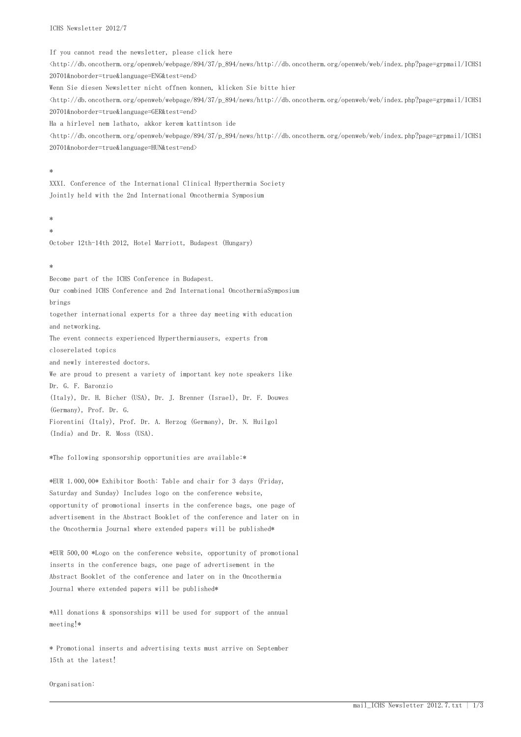ICHS Newsletter 2012/7

If you cannot read the newsletter, please click here
<http://db.oncotherm.org/openweb/webpage/894/37/p_894/news/http://db.oncotherm.org/openweb/web/index.php?page=grpmail/ICHS120701&noborder=true&language=ENG&test=end>
Wenn Sie diesen Newsletter nicht offnen konnen, klicken Sie bitte hier
<http://db.oncotherm.org/openweb/webpage/894/37/p_894/news/http://db.oncotherm.org/openweb/web/index.php?page=grpmail/ICHS120701&noborder=true&language=GER&test=end>
Ha a hirlevel nem lathato, akkor kerem kattintson ide
<http://db.oncotherm.org/openweb/webpage/894/37/p_894/news/http://db.oncotherm.org/openweb/web/index.php?page=grpmail/ICHS120701&noborder=true&language=HUN&test=end>

*
XXXI. Conference of the International Clinical Hyperthermia Society
Jointly held with the 2nd International Oncothermia Symposium

*
*
October 12th-14th 2012, Hotel Marriott, Budapest (Hungary)

*
Become part of the ICHS Conference in Budapest.
Our combined ICHS Conference and 2nd International OncothermiaSymposium
brings
together international experts for a three day meeting with education
and networking.
The event connects experienced Hyperthermiausers, experts from
closerelated topics
and newly interested doctors.
We are proud to present a variety of important key note speakers like
Dr. G. F. Baronzio
(Italy), Dr. H. Bicher (USA), Dr. J. Brenner (Israel), Dr. F. Douwes
(Germany), Prof. Dr. G.
Fiorentini (Italy), Prof. Dr. A. Herzog (Germany), Dr. N. Huilgol
(India) and Dr. R. Moss (USA).

*The following sponsorship opportunities are available:*

*EUR 1.000,00* Exhibitor Booth: Table and chair for 3 days (Friday,
Saturday and Sunday) Includes logo on the conference website,
opportunity of promotional inserts in the conference bags, one page of
advertisement in the Abstract Booklet of the conference and later on in
the Oncothermia Journal where extended papers will be published*

*EUR 500,00 *Logo on the conference website, opportunity of promotional
inserts in the conference bags, one page of advertisement in the
Abstract Booklet of the conference and later on in the Oncothermia
Journal where extended papers will be published*

*All donations & sponsorships will be used for support of the annual
meeting!*

* Promotional inserts and advertising texts must arrive on September
15th at the latest!

Organisation: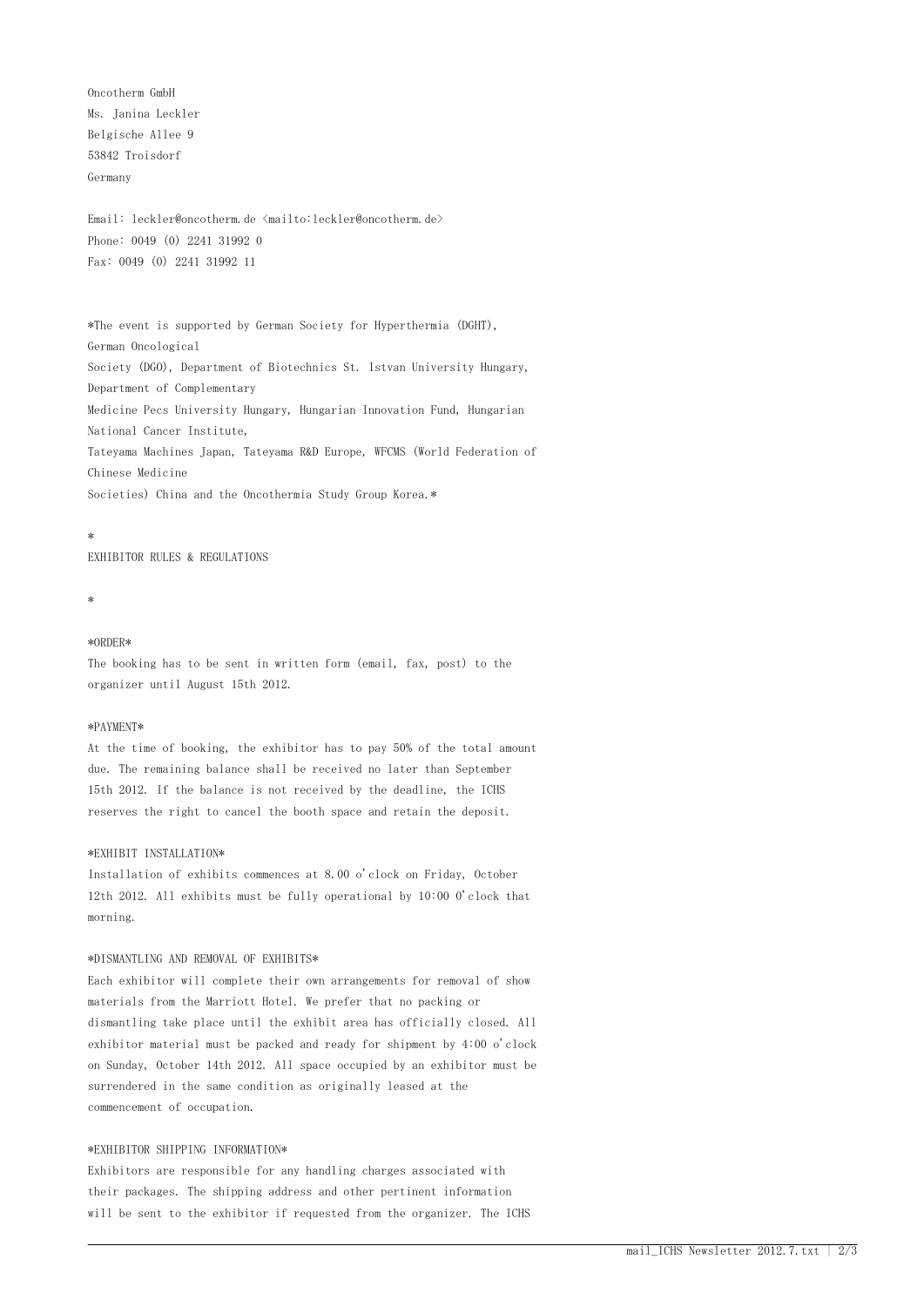Oncotherm GmbH
Ms. Janina Leckler
Belgische Allee 9
53842 Troisdorf
Germany

Email: leckler@oncotherm.de <mailto:leckler@oncotherm.de>
Phone: 0049 (0) 2241 31992 0
Fax: 0049 (0) 2241 31992 11

*The event is supported by German Society for Hyperthermia (DGHT), German Oncological Society (DGO), Department of Biotechnics St. Istvan University Hungary, Department of Complementary Medicine Pecs University Hungary, Hungarian Innovation Fund, Hungarian National Cancer Institute, Tateyama Machines Japan, Tateyama R&D Europe, WFCMS (World Federation of Chinese Medicine Societies) China and the Oncothermia Study Group Korea.*

*
EXHIBITOR RULES & REGULATIONS

*

*ORDER*
The booking has to be sent in written form (email, fax, post) to the organizer until August 15th 2012.

*PAYMENT*
At the time of booking, the exhibitor has to pay 50% of the total amount due. The remaining balance shall be received no later than September 15th 2012. If the balance is not received by the deadline, the ICHS reserves the right to cancel the booth space and retain the deposit.

*EXHIBIT INSTALLATION*
Installation of exhibits commences at 8.00 o'clock on Friday, October 12th 2012. All exhibits must be fully operational by 10:00 O'clock that morning.

*DISMANTLING AND REMOVAL OF EXHIBITS*
Each exhibitor will complete their own arrangements for removal of show materials from the Marriott Hotel. We prefer that no packing or dismantling take place until the exhibit area has officially closed. All exhibitor material must be packed and ready for shipment by 4:00 o'clock on Sunday, October 14th 2012. All space occupied by an exhibitor must be surrendered in the same condition as originally leased at the commencement of occupation.

*EXHIBITOR SHIPPING INFORMATION*
Exhibitors are responsible for any handling charges associated with their packages. The shipping address and other pertinent information will be sent to the exhibitor if requested from the organizer. The ICHS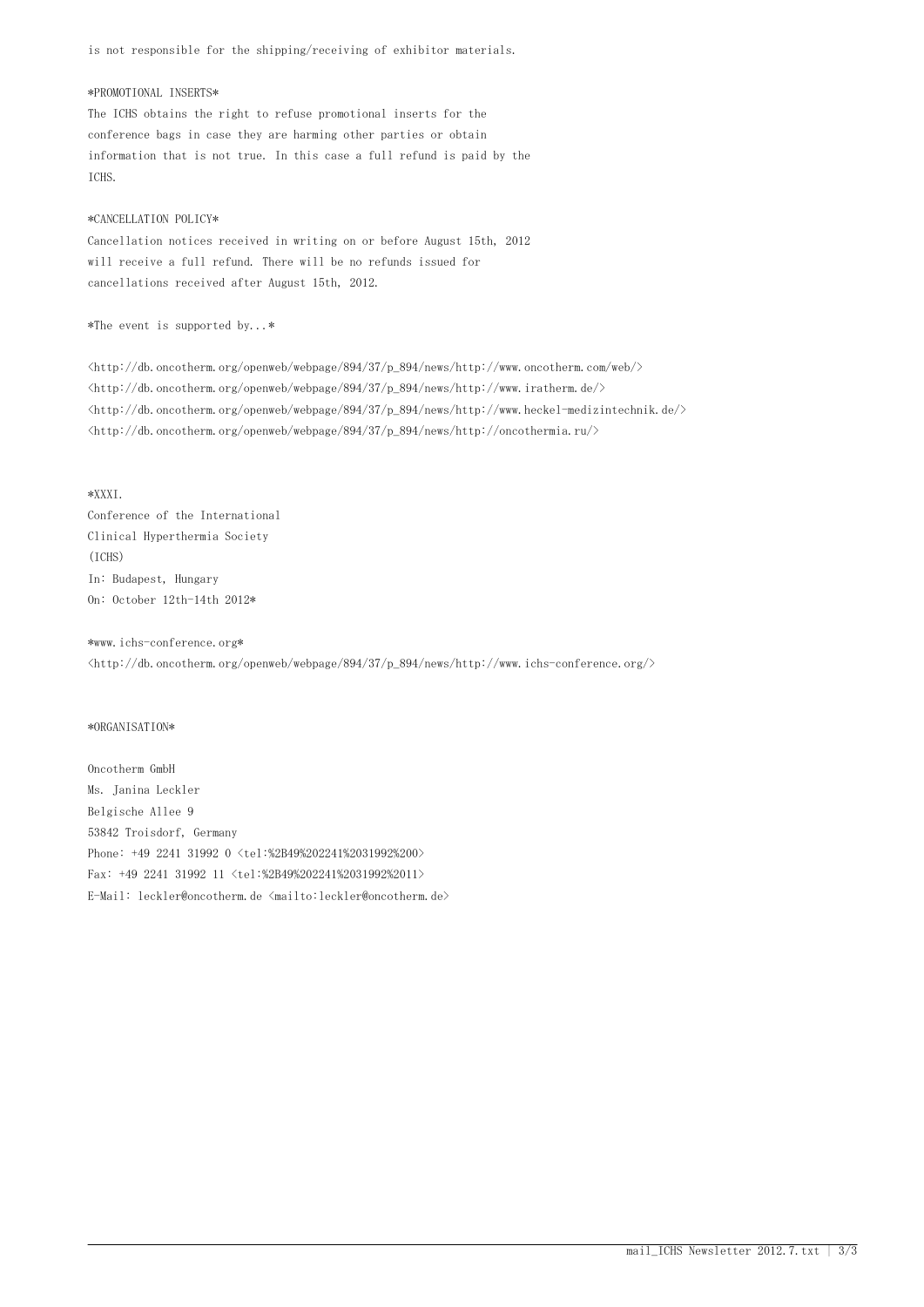is not responsible for the shipping/receiving of exhibitor materials.

*PROMOTIONAL INSERTS*

The ICHS obtains the right to refuse promotional inserts for the conference bags in case they are harming other parties or obtain information that is not true. In this case a full refund is paid by the ICHS.

*CANCELLATION POLICY*

Cancellation notices received in writing on or before August 15th, 2012 will receive a full refund. There will be no refunds issued for cancellations received after August 15th, 2012.

*The event is supported by...*

<http://db.oncotherm.org/openweb/webpage/894/37/p_894/news/http://www.oncotherm.com/web/>
<http://db.oncotherm.org/openweb/webpage/894/37/p_894/news/http://www.iratherm.de/>
<http://db.oncotherm.org/openweb/webpage/894/37/p_894/news/http://www.heckel-medizintechnik.de/>
<http://db.oncotherm.org/openweb/webpage/894/37/p_894/news/http://oncothermia.ru/>

*XXXI.
Conference of the International
Clinical Hyperthermia Society
(ICHS)
In: Budapest, Hungary
On: October 12th-14th 2012*

*www.ichs-conference.org*
<http://db.oncotherm.org/openweb/webpage/894/37/p_894/news/http://www.ichs-conference.org/>

*ORGANISATION*

Oncotherm GmbH
Ms. Janina Leckler
Belgische Allee 9
53842 Troisdorf, Germany
Phone: +49 2241 31992 0 <tel:%2B49%202241%2031992%200>
Fax: +49 2241 31992 11 <tel:%2B49%202241%2031992%2011>
E-Mail: leckler@oncotherm.de <mailto:leckler@oncotherm.de>